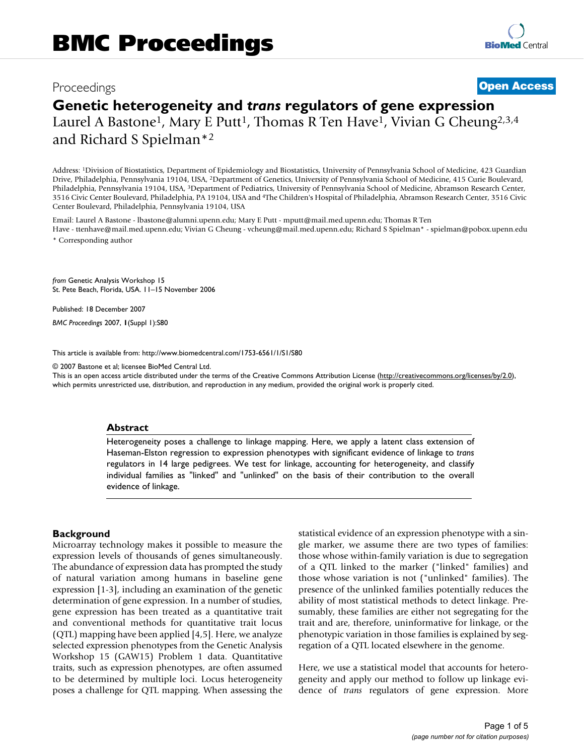# Genetic heterogeneity and *trans* regulators of gene expression

Laurel A Bastone[1], Mary E Putt[1], Thomas R Ten Have[1], Vivian G Cheung[2,3,4] and Richard S Spielman*[2]

Address: [1]Division of Biostatistics, Department of Epidemiology and Biostatistics, University of Pennsylvania School of Medicine, 423 Guardian Drive, Philadelphia, Pennsylvania 19104, USA, [2]Department of Genetics, University of Pennsylvania School of Medicine, 415 Curie Boulevard, Philadelphia, Pennsylvania 19104, USA, [3]Department of Pediatrics, University of Pennsylvania School of Medicine, Abramson Research Center, 3516 Civic Center Boulevard, Philadelphia, PA 19104, USA and [4]The Children's Hospital of Philadelphia, Abramson Research Center, 3516 Civic Center Boulevard, Philadelphia, Pennsylvania 19104, USA

Email: Laurel A Bastone - lbastone@alumni.upenn.edu; Mary E Putt - mputt@mail.med.upenn.edu; Thomas R Ten Have - ttenhave@mail.med.upenn.edu; Vivian G Cheung - vcheung@mail.med.upenn.edu; Richard S Spielman* - spielman@pobox.upenn.edu

\* Corresponding author

*from* Genetic Analysis Workshop 15
St. Pete Beach, Florida, USA. 11–15 November 2006

Published: 18 December 2007

*BMC Proceedings* 2007, **1**(Suppl 1):S80

This article is available from: http://www.biomedcentral.com/1753-6561/1/S1/S80

© 2007 Bastone et al; licensee BioMed Central Ltd.
This is an open access article distributed under the terms of the Creative Commons Attribution License (http://creativecommons.org/licenses/by/2.0), which permits unrestricted use, distribution, and reproduction in any medium, provided the original work is properly cited.

## Abstract

Heterogeneity poses a challenge to linkage mapping. Here, we apply a latent class extension of Haseman-Elston regression to expression phenotypes with significant evidence of linkage to *trans* regulators in 14 large pedigrees. We test for linkage, accounting for heterogeneity, and classify individual families as "linked" and "unlinked" on the basis of their contribution to the overall evidence of linkage.

## Background

Microarray technology makes it possible to measure the expression levels of thousands of genes simultaneously. The abundance of expression data has prompted the study of natural variation among humans in baseline gene expression [1-3], including an examination of the genetic determination of gene expression. In a number of studies, gene expression has been treated as a quantitative trait and conventional methods for quantitative trait locus (QTL) mapping have been applied [4,5]. Here, we analyze selected expression phenotypes from the Genetic Analysis Workshop 15 (GAW15) Problem 1 data. Quantitative traits, such as expression phenotypes, are often assumed to be determined by multiple loci. Locus heterogeneity poses a challenge for QTL mapping. When assessing the statistical evidence of an expression phenotype with a single marker, we assume there are two types of families: those whose within-family variation is due to segregation of a QTL linked to the marker ("linked" families) and those whose variation is not ("unlinked" families). The presence of the unlinked families potentially reduces the ability of most statistical methods to detect linkage. Presumably, these families are either not segregating for the trait and are, therefore, uninformative for linkage, or the phenotypic variation in those families is explained by segregation of a QTL located elsewhere in the genome.

Here, we use a statistical model that accounts for heterogeneity and apply our method to follow up linkage evidence of *trans* regulators of gene expression. More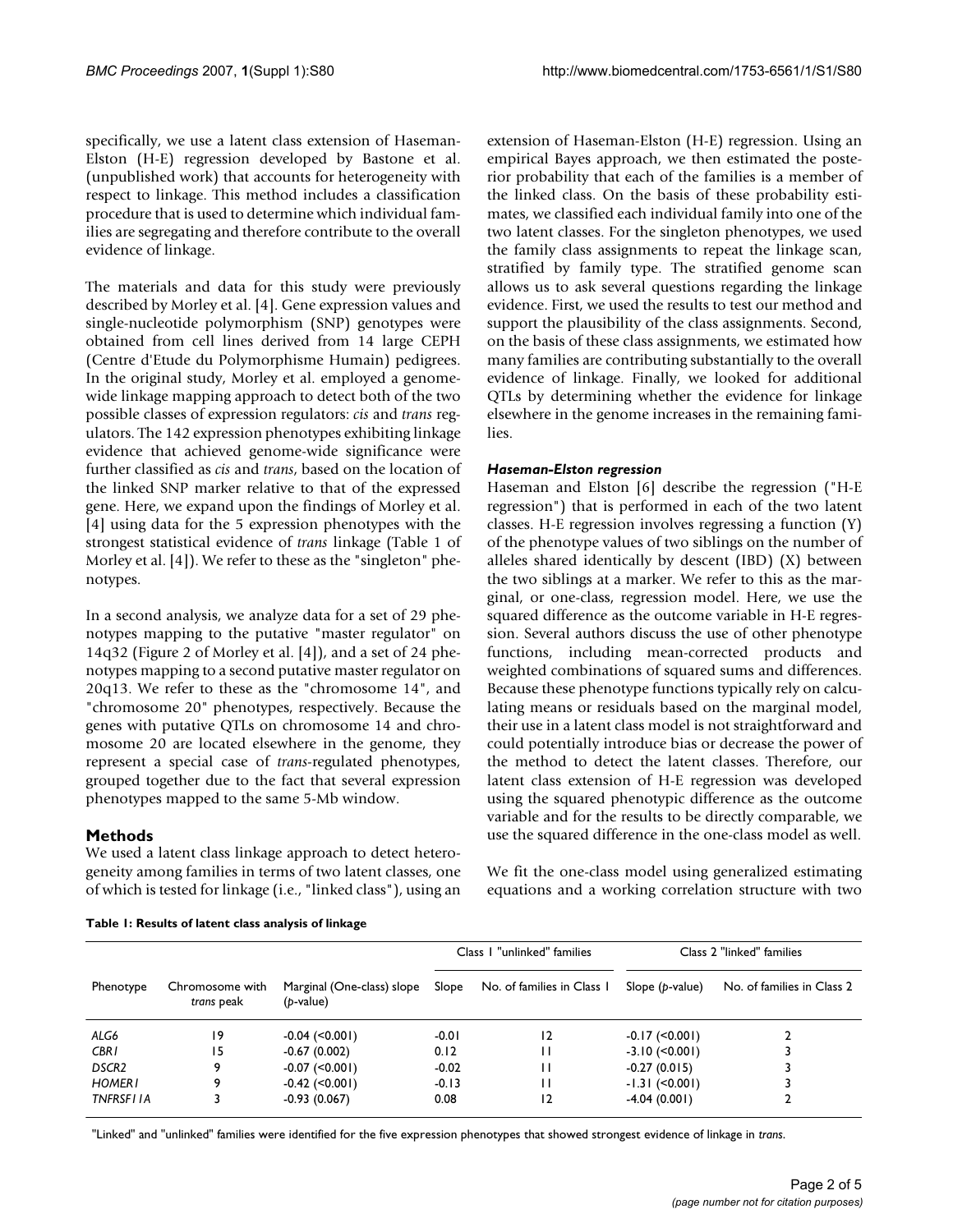specifically, we use a latent class extension of Haseman-Elston (H-E) regression developed by Bastone et al. (unpublished work) that accounts for heterogeneity with respect to linkage. This method includes a classification procedure that is used to determine which individual families are segregating and therefore contribute to the overall evidence of linkage.

The materials and data for this study were previously described by Morley et al. [4]. Gene expression values and single-nucleotide polymorphism (SNP) genotypes were obtained from cell lines derived from 14 large CEPH (Centre d'Etude du Polymorphisme Humain) pedigrees. In the original study, Morley et al. employed a genome-wide linkage mapping approach to detect both of the two possible classes of expression regulators: *cis* and *trans* regulators. The 142 expression phenotypes exhibiting linkage evidence that achieved genome-wide significance were further classified as *cis* and *trans*, based on the location of the linked SNP marker relative to that of the expressed gene. Here, we expand upon the findings of Morley et al. [4] using data for the 5 expression phenotypes with the strongest statistical evidence of *trans* linkage (Table 1 of Morley et al. [4]). We refer to these as the "singleton" phenotypes.

In a second analysis, we analyze data for a set of 29 phenotypes mapping to the putative "master regulator" on 14q32 (Figure 2 of Morley et al. [4]), and a set of 24 phenotypes mapping to a second putative master regulator on 20q13. We refer to these as the "chromosome 14", and "chromosome 20" phenotypes, respectively. Because the genes with putative QTLs on chromosome 14 and chromosome 20 are located elsewhere in the genome, they represent a special case of *trans*-regulated phenotypes, grouped together due to the fact that several expression phenotypes mapped to the same 5-Mb window.

## Methods

We used a latent class linkage approach to detect heterogeneity among families in terms of two latent classes, one of which is tested for linkage (i.e., "linked class"), using an extension of Haseman-Elston (H-E) regression. Using an empirical Bayes approach, we then estimated the posterior probability that each of the families is a member of the linked class. On the basis of these probability estimates, we classified each individual family into one of the two latent classes. For the singleton phenotypes, we used the family class assignments to repeat the linkage scan, stratified by family type. The stratified genome scan allows us to ask several questions regarding the linkage evidence. First, we used the results to test our method and support the plausibility of the class assignments. Second, on the basis of these class assignments, we estimated how many families are contributing substantially to the overall evidence of linkage. Finally, we looked for additional QTLs by determining whether the evidence for linkage elsewhere in the genome increases in the remaining families.

### *Haseman-Elston regression*

Haseman and Elston [6] describe the regression ("H-E regression") that is performed in each of the two latent classes. H-E regression involves regressing a function (Y) of the phenotype values of two siblings on the number of alleles shared identically by descent (IBD) (X) between the two siblings at a marker. We refer to this as the marginal, or one-class, regression model. Here, we use the squared difference as the outcome variable in H-E regression. Several authors discuss the use of other phenotype functions, including mean-corrected products and weighted combinations of squared sums and differences. Because these phenotype functions typically rely on calculating means or residuals based on the marginal model, their use in a latent class model is not straightforward and could potentially introduce bias or decrease the power of the method to detect the latent classes. Therefore, our latent class extension of H-E regression was developed using the squared phenotypic difference as the outcome variable and for the results to be directly comparable, we use the squared difference in the one-class model as well.

We fit the one-class model using generalized estimating equations and a working correlation structure with two

**Table 1: Results of latent class analysis of linkage**

| Phenotype | Chromosome with *trans* peak | Marginal (One-class) slope (*p*-value) | Class 1 "unlinked" families | | Class 2 "linked" families | |
|---|---|---|---|---|---|---|
| | | | Slope | No. of families in Class 1 | Slope (*p*-value) | No. of families in Class 2 |
| *ALG6* | 19 | -0.04 (<0.001) | -0.01 | 12 | -0.17 (<0.001) | 2 |
| *CBR1* | 15 | -0.67 (0.002) | 0.12 | 11 | -3.10 (<0.001) | 3 |
| *DSCR2* | 9 | -0.07 (<0.001) | -0.02 | 11 | -0.27 (0.015) | 3 |
| *HOMER1* | 9 | -0.42 (<0.001) | -0.13 | 11 | -1.31 (<0.001) | 3 |
| *TNFRSF11A* | 3 | -0.93 (0.067) | 0.08 | 12 | -4.04 (0.001) | 2 |

"Linked" and "unlinked" families were identified for the five expression phenotypes that showed strongest evidence of linkage in *trans*.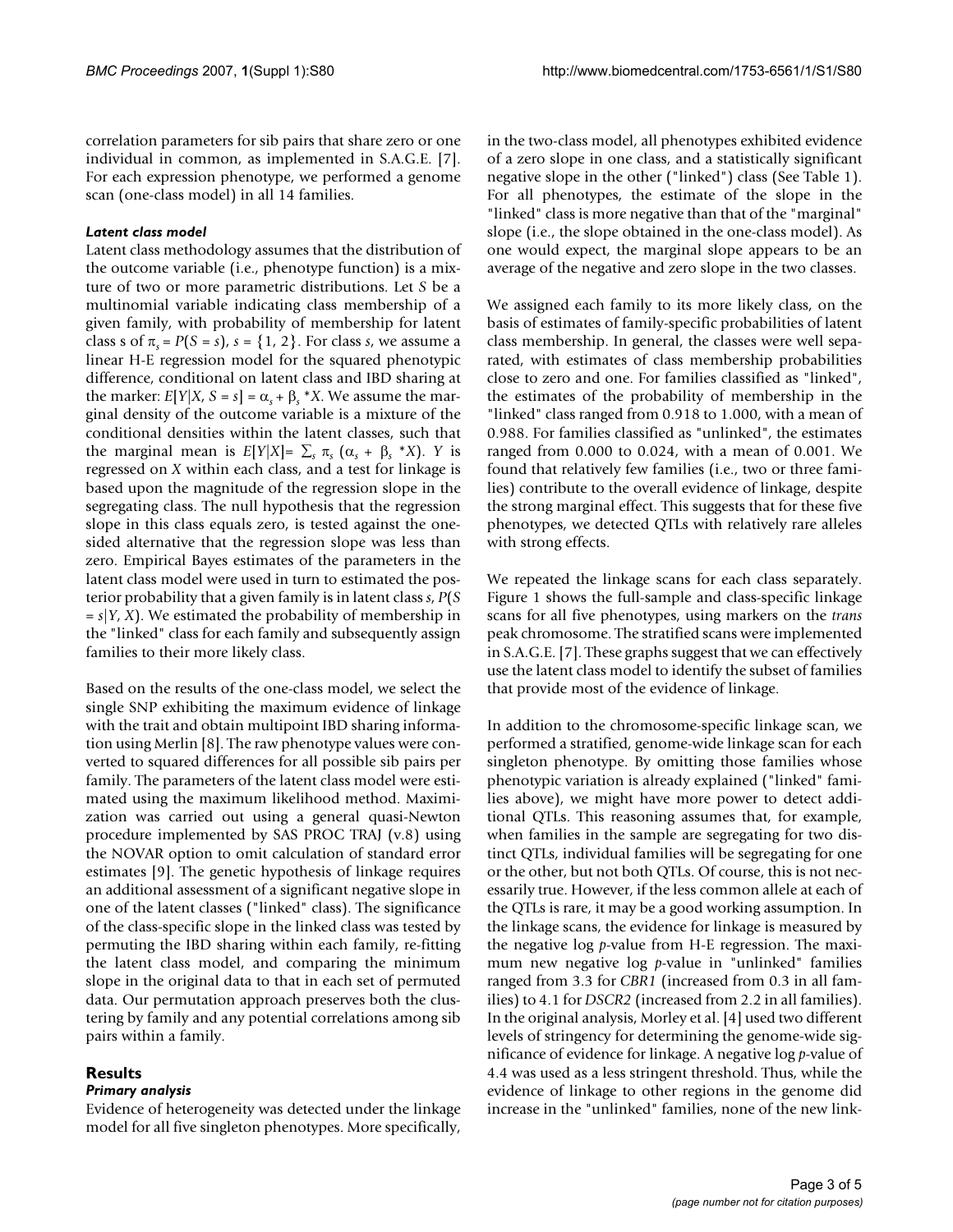correlation parameters for sib pairs that share zero or one individual in common, as implemented in S.A.G.E. [7]. For each expression phenotype, we performed a genome scan (one-class model) in all 14 families.

### *Latent class model*

Latent class methodology assumes that the distribution of the outcome variable (i.e., phenotype function) is a mixture of two or more parametric distributions. Let $S$ be a multinomial variable indicating class membership of a given family, with probability of membership for latent class s of $\pi_s = P(S = s)$, $s = \{1, 2\}$. For class $s$, we assume a linear H-E regression model for the squared phenotypic difference, conditional on latent class and IBD sharing at the marker: $E[Y|X, S = s] = \alpha_s + \beta_s * X$. We assume the marginal density of the outcome variable is a mixture of the conditional densities within the latent classes, such that the marginal mean is $E[Y|X] = \sum_s \pi_s (\alpha_s + \beta_s * X)$. $Y$ is regressed on $X$ within each class, and a test for linkage is based upon the magnitude of the regression slope in the segregating class. The null hypothesis that the regression slope in this class equals zero, is tested against the one-sided alternative that the regression slope was less than zero. Empirical Bayes estimates of the parameters in the latent class model were used in turn to estimated the posterior probability that a given family is in latent class $s$, $P(S = s|Y, X)$. We estimated the probability of membership in the "linked" class for each family and subsequently assign families to their more likely class.

Based on the results of the one-class model, we select the single SNP exhibiting the maximum evidence of linkage with the trait and obtain multipoint IBD sharing information using Merlin [8]. The raw phenotype values were converted to squared differences for all possible sib pairs per family. The parameters of the latent class model were estimated using the maximum likelihood method. Maximization was carried out using a general quasi-Newton procedure implemented by SAS PROC TRAJ (v.8) using the NOVAR option to omit calculation of standard error estimates [9]. The genetic hypothesis of linkage requires an additional assessment of a significant negative slope in one of the latent classes ("linked" class). The significance of the class-specific slope in the linked class was tested by permuting the IBD sharing within each family, re-fitting the latent class model, and comparing the minimum slope in the original data to that in each set of permuted data. Our permutation approach preserves both the clustering by family and any potential correlations among sib pairs within a family.

## Results

### *Primary analysis*

Evidence of heterogeneity was detected under the linkage model for all five singleton phenotypes. More specifically, in the two-class model, all phenotypes exhibited evidence of a zero slope in one class, and a statistically significant negative slope in the other ("linked") class (See Table 1). For all phenotypes, the estimate of the slope in the "linked" class is more negative than that of the "marginal" slope (i.e., the slope obtained in the one-class model). As one would expect, the marginal slope appears to be an average of the negative and zero slope in the two classes.

We assigned each family to its more likely class, on the basis of estimates of family-specific probabilities of latent class membership. In general, the classes were well separated, with estimates of class membership probabilities close to zero and one. For families classified as "linked", the estimates of the probability of membership in the "linked" class ranged from 0.918 to 1.000, with a mean of 0.988. For families classified as "unlinked", the estimates ranged from 0.000 to 0.024, with a mean of 0.001. We found that relatively few families (i.e., two or three families) contribute to the overall evidence of linkage, despite the strong marginal effect. This suggests that for these five phenotypes, we detected QTLs with relatively rare alleles with strong effects.

We repeated the linkage scans for each class separately. Figure 1 shows the full-sample and class-specific linkage scans for all five phenotypes, using markers on the *trans* peak chromosome. The stratified scans were implemented in S.A.G.E. [7]. These graphs suggest that we can effectively use the latent class model to identify the subset of families that provide most of the evidence of linkage.

In addition to the chromosome-specific linkage scan, we performed a stratified, genome-wide linkage scan for each singleton phenotype. By omitting those families whose phenotypic variation is already explained ("linked" families above), we might have more power to detect additional QTLs. This reasoning assumes that, for example, when families in the sample are segregating for two distinct QTLs, individual families will be segregating for one or the other, but not both QTLs. Of course, this is not necessarily true. However, if the less common allele at each of the QTLs is rare, it may be a good working assumption. In the linkage scans, the evidence for linkage is measured by the negative log *p*-value from H-E regression. The maximum new negative log *p*-value in "unlinked" families ranged from 3.3 for *CBR1* (increased from 0.3 in all families) to 4.1 for *DSCR2* (increased from 2.2 in all families). In the original analysis, Morley et al. [4] used two different levels of stringency for determining the genome-wide significance of evidence for linkage. A negative log *p*-value of 4.4 was used as a less stringent threshold. Thus, while the evidence of linkage to other regions in the genome did increase in the "unlinked" families, none of the new link-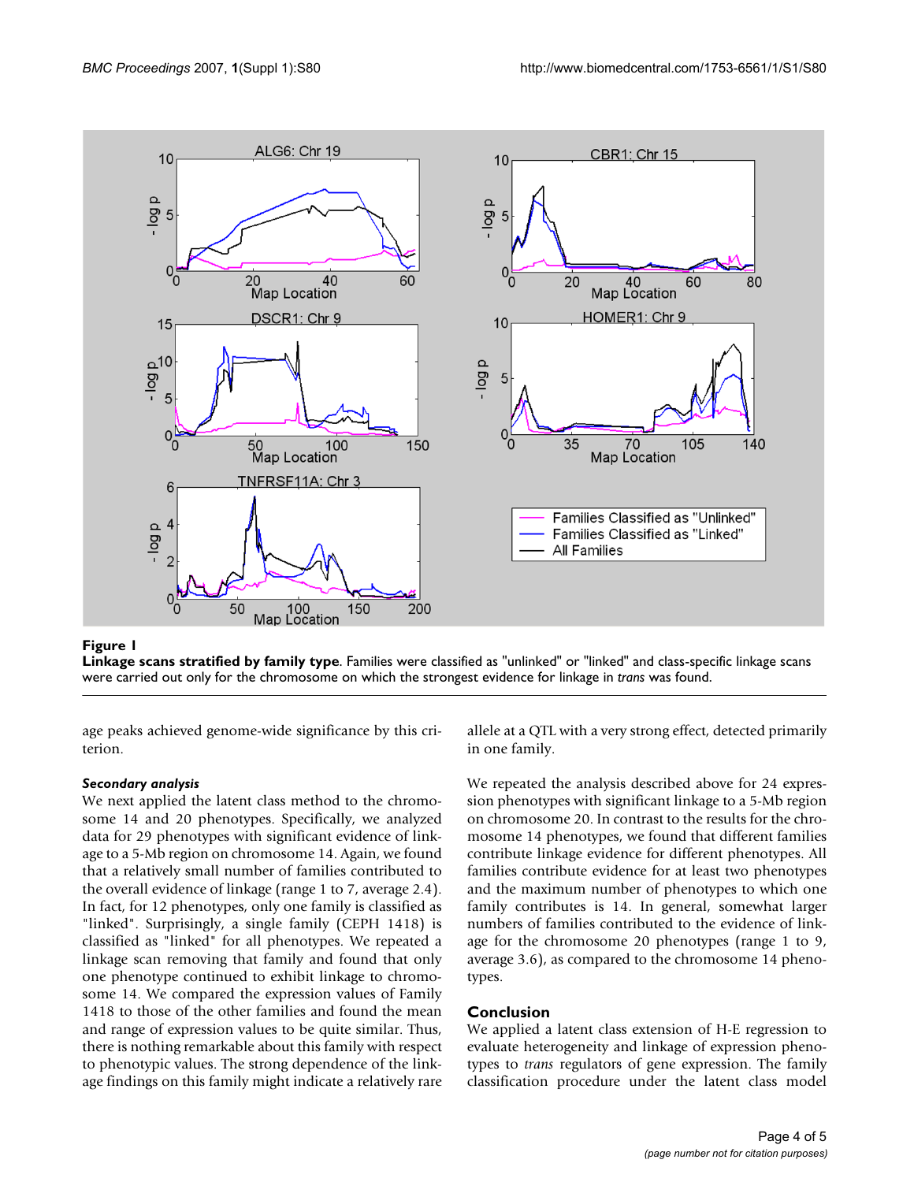**Figure 1**

**Linkage scans stratified by family type**. Families were classified as "unlinked" or "linked" and class-specific linkage scans were carried out only for the chromosome on which the strongest evidence for linkage in *trans* was found.

age peaks achieved genome-wide significance by this criterion.

### *Secondary analysis*

We next applied the latent class method to the chromosome 14 and 20 phenotypes. Specifically, we analyzed data for 29 phenotypes with significant evidence of linkage to a 5-Mb region on chromosome 14. Again, we found that a relatively small number of families contributed to the overall evidence of linkage (range 1 to 7, average 2.4). In fact, for 12 phenotypes, only one family is classified as "linked". Surprisingly, a single family (CEPH 1418) is classified as "linked" for all phenotypes. We repeated a linkage scan removing that family and found that only one phenotype continued to exhibit linkage to chromosome 14. We compared the expression values of Family 1418 to those of the other families and found the mean and range of expression values to be quite similar. Thus, there is nothing remarkable about this family with respect to phenotypic values. The strong dependence of the linkage findings on this family might indicate a relatively rare allele at a QTL with a very strong effect, detected primarily in one family.

We repeated the analysis described above for 24 expression phenotypes with significant linkage to a 5-Mb region on chromosome 20. In contrast to the results for the chromosome 14 phenotypes, we found that different families contribute linkage evidence for different phenotypes. All families contribute evidence for at least two phenotypes and the maximum number of phenotypes to which one family contributes is 14. In general, somewhat larger numbers of families contributed to the evidence of linkage for the chromosome 20 phenotypes (range 1 to 9, average 3.6), as compared to the chromosome 14 phenotypes.

## Conclusion

We applied a latent class extension of H-E regression to evaluate heterogeneity and linkage of expression phenotypes to *trans* regulators of gene expression. The family classification procedure under the latent class model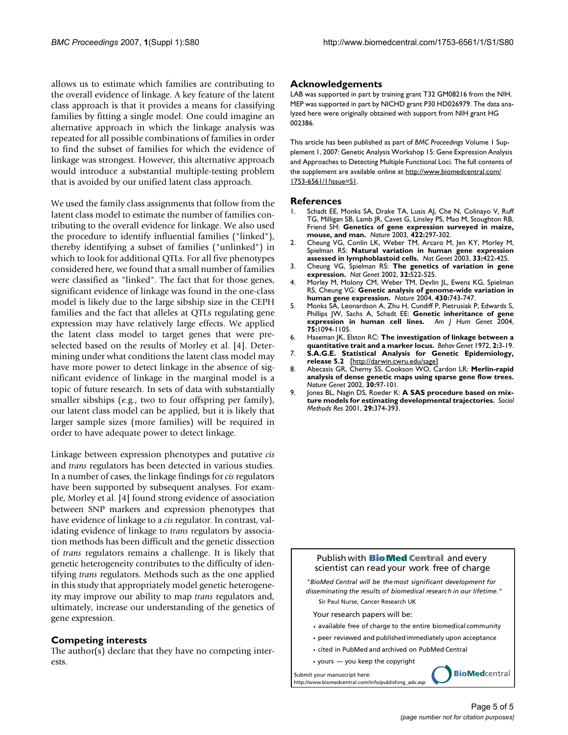allows us to estimate which families are contributing to the overall evidence of linkage. A key feature of the latent class approach is that it provides a means for classifying families by fitting a single model. One could imagine an alternative approach in which the linkage analysis was repeated for all possible combinations of families in order to find the subset of families for which the evidence of linkage was strongest. However, this alternative approach would introduce a substantial multiple-testing problem that is avoided by our unified latent class approach.

We used the family class assignments that follow from the latent class model to estimate the number of families contributing to the overall evidence for linkage. We also used the procedure to identify influential families ("linked"), thereby identifying a subset of families ("unlinked") in which to look for additional QTLs. For all five phenotypes considered here, we found that a small number of families were classified as "linked". The fact that for those genes, significant evidence of linkage was found in the one-class model is likely due to the large sibship size in the CEPH families and the fact that alleles at QTLs regulating gene expression may have relatively large effects. We applied the latent class model to target genes that were preselected based on the results of Morley et al. [4]. Determining under what conditions the latent class model may have more power to detect linkage in the absence of significant evidence of linkage in the marginal model is a topic of future research. In sets of data with substantially smaller sibships (e.g., two to four offspring per family), our latent class model can be applied, but it is likely that larger sample sizes (more families) will be required in order to have adequate power to detect linkage.

Linkage between expression phenotypes and putative *cis* and *trans* regulators has been detected in various studies. In a number of cases, the linkage findings for *cis* regulators have been supported by subsequent analyses. For example, Morley et al. [4] found strong evidence of association between SNP markers and expression phenotypes that have evidence of linkage to a *cis* regulator. In contrast, validating evidence of linkage to *trans* regulators by association methods has been difficult and the genetic dissection of *trans* regulators remains a challenge. It is likely that genetic heterogeneity contributes to the difficulty of identifying *trans* regulators. Methods such as the one applied in this study that appropriately model genetic heterogeneity may improve our ability to map *trans* regulators and, ultimately, increase our understanding of the genetics of gene expression.

## Competing interests

The author(s) declare that they have no competing interests.

## Acknowledgements

LAB was supported in part by training grant T32 GM08216 from the NIH. MEP was supported in part by NICHD grant P30 HD026979. The data analyzed here were originally obtained with support from NIH grant HG 002386.

This article has been published as part of *BMC Proceedings* Volume 1 Supplement 1, 2007: Genetic Analysis Workshop 15: Gene Expression Analysis and Approaches to Detecting Multiple Functional Loci. The full contents of the supplement are available online at http://www.biomedcentral.com/1753-6561/1?issue=S1.

## References

1. Schadt EE, Monks SA, Drake TA, Lusis AJ, Che N, Colinayo V, Ruff TG, Milligan SB, Lamb JR, Cavet G, Linsley PS, Mao M, Stoughton RB, Friend SH: **Genetics of gene expression surveyed in maize, mouse, and man.** *Nature* 2003, **422:**297-302.
2. Cheung VG, Conlin LK, Weber TM, Arcaro M, Jen KY, Morley M, Spielman RS: **Natural variation in human gene expression assessed in lymphoblastoid cells.** *Nat Genet* 2003, **33:**422-425.
3. Cheung VG, Spielman RS: **The genetics of variation in gene expression.** *Nat Genet* 2002, **32:**522-525.
4. Morley M, Molony CM, Weber TM, Devlin JL, Ewens KG, Spielman RS, Cheung VG: **Genetic analysis of genome-wide variation in human gene expression.** *Nature* 2004, **430:**743-747.
5. Monks SA, Leonardson A, Zhu H, Cundiff P, Pietrusiak P, Edwards S, Phillips JW, Sachs A, Schadt EE: **Genetic inheritance of gene expression in human cell lines.** *Am J Hum Genet* 2004, **75:**1094-1105.
6. Haseman JK, Elston RC: **The investigation of linkage between a quantitative trait and a marker locus.** *Behav Genet* 1972, **2:**3-19.
7. **S.A.G.E. Statistical Analysis for Genetic Epidemiology, release 5.2** [http://darwin.cwru.edu/sage]
8. Abecasis GR, Cherny SS, Cookson WO, Cardon LR: **Merlin-rapid analysis of dense genetic maps using sparse gene flow trees.** *Nature Genet* 2002, **30:**97-101.
9. Jones BL, Nagin DS, Roeder K: **A SAS procedure based on mixture models for estimating developmental trajectories.** *Sociol Methods Res* 2001, **29:**374-393.